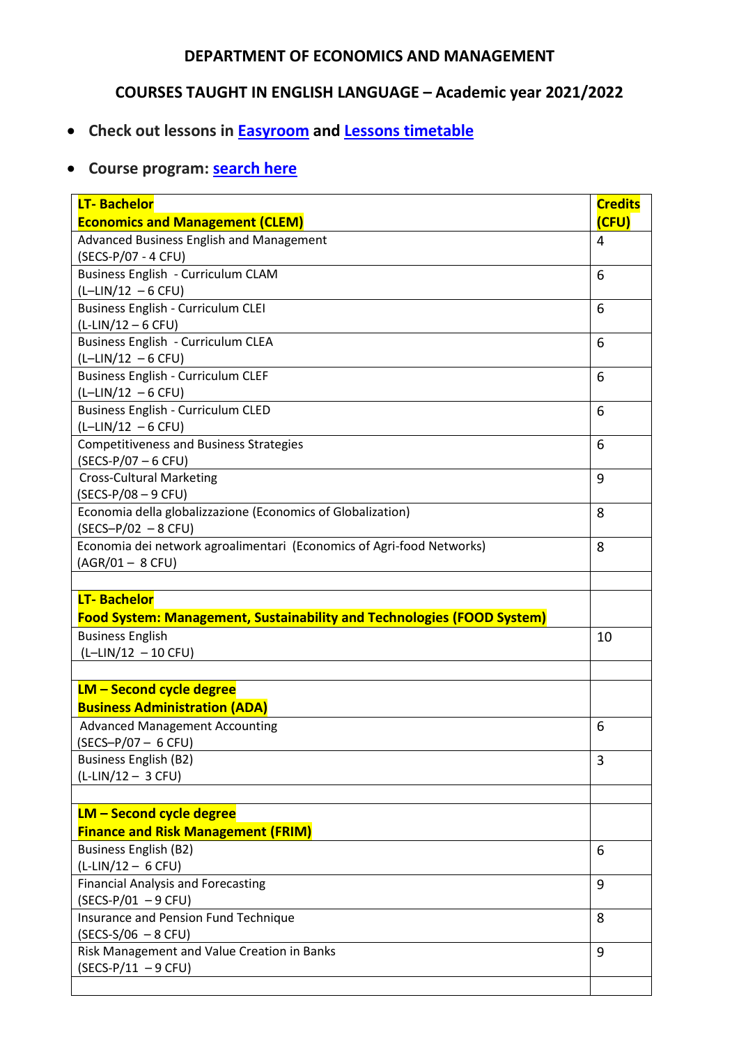**DEPARTMENT OF ECONOMICS AND MANAGEMENT**

**COURSES TAUGHT IN ENGLISH LANGUAGE – Academic year 2021/2022**

- **Check out lessons in Easyroom and Lessons timetable**
- **Course program: search here**

| **LT- Bachelor Economics and Management (CLEM)** | **Credits (CFU)** |
|---|---|
| Advanced Business English and Management (SECS-P/07 - 4 CFU) | 4 |
| Business English - Curriculum CLAM (L–LIN/12 – 6 CFU) | 6 |
| Business English - Curriculum CLEI (L-LIN/12 – 6 CFU) | 6 |
| Business English - Curriculum CLEA (L–LIN/12 – 6 CFU) | 6 |
| Business English - Curriculum CLEF (L–LIN/12 – 6 CFU) | 6 |
| Business English - Curriculum CLED (L–LIN/12 – 6 CFU) | 6 |
| Competitiveness and Business Strategies (SECS-P/07 – 6 CFU) | 6 |
| Cross-Cultural Marketing (SECS-P/08 – 9 CFU) | 9 |
| Economia della globalizzazione (Economics of Globalization) (SECS–P/02 – 8 CFU) | 8 |
| Economia dei network agroalimentari (Economics of Agri-food Networks) (AGR/01 – 8 CFU) | 8 |
| | |
| **LT- Bachelor Food System: Management, Sustainability and Technologies (FOOD System)** | |
| Business English (L–LIN/12 – 10 CFU) | 10 |
| | |
| **LM – Second cycle degree Business Administration (ADA)** | |
| Advanced Management Accounting (SECS–P/07 – 6 CFU) | 6 |
| Business English (B2) (L-LIN/12 – 3 CFU) | 3 |
| | |
| **LM – Second cycle degree Finance and Risk Management (FRIM)** | |
| Business English (B2) (L-LIN/12 – 6 CFU) | 6 |
| Financial Analysis and Forecasting (SECS-P/01 – 9 CFU) | 9 |
| Insurance and Pension Fund Technique (SECS-S/06 – 8 CFU) | 8 |
| Risk Management and Value Creation in Banks (SECS-P/11 – 9 CFU) | 9 |
| | |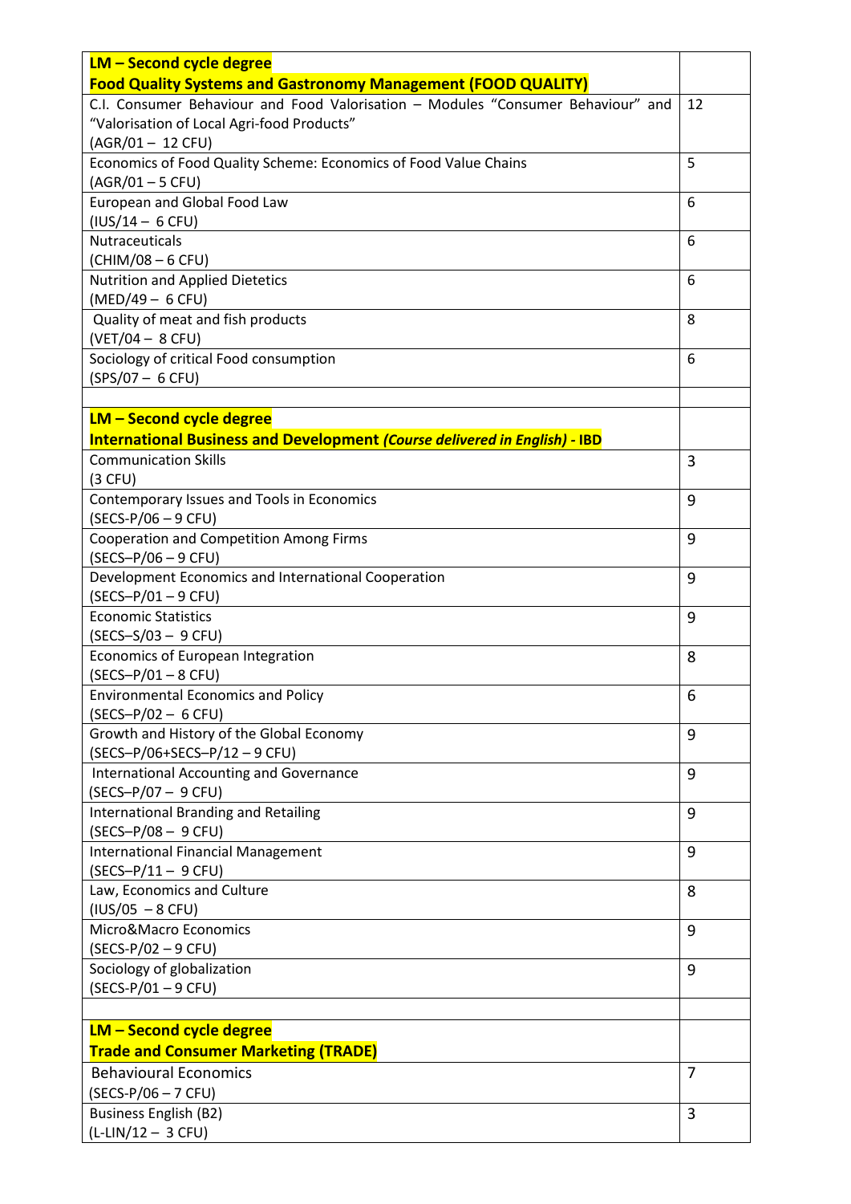| **LM – Second cycle degree**<br>**Food Quality Systems and Gastronomy Management (FOOD QUALITY)** | |
|---|---|
| C.I. Consumer Behaviour and Food Valorisation – Modules "Consumer Behaviour" and "Valorisation of Local Agri-food Products"<br>(AGR/01 – 12 CFU) | 12 |
| Economics of Food Quality Scheme: Economics of Food Value Chains<br>(AGR/01 – 5 CFU) | 5 |
| European and Global Food Law<br>(IUS/14 – 6 CFU) | 6 |
| Nutraceuticals<br>(CHIM/08 – 6 CFU) | 6 |
| Nutrition and Applied Dietetics<br>(MED/49 – 6 CFU) | 6 |
| Quality of meat and fish products<br>(VET/04 – 8 CFU) | 8 |
| Sociology of critical Food consumption<br>(SPS/07 – 6 CFU) | 6 |
| | |
| **LM – Second cycle degree**<br>**International Business and Development *(Course delivered in English)* - IBD** | |
| Communication Skills<br>(3 CFU) | 3 |
| Contemporary Issues and Tools in Economics<br>(SECS-P/06 – 9 CFU) | 9 |
| Cooperation and Competition Among Firms<br>(SECS–P/06 – 9 CFU) | 9 |
| Development Economics and International Cooperation<br>(SECS–P/01 – 9 CFU) | 9 |
| Economic Statistics<br>(SECS–S/03 – 9 CFU) | 9 |
| Economics of European Integration<br>(SECS–P/01 – 8 CFU) | 8 |
| Environmental Economics and Policy<br>(SECS–P/02 – 6 CFU) | 6 |
| Growth and History of the Global Economy<br>(SECS–P/06+SECS–P/12 – 9 CFU) | 9 |
| International Accounting and Governance<br>(SECS–P/07 – 9 CFU) | 9 |
| International Branding and Retailing<br>(SECS–P/08 – 9 CFU) | 9 |
| International Financial Management<br>(SECS–P/11 – 9 CFU) | 9 |
| Law, Economics and Culture<br>(IUS/05 – 8 CFU) | 8 |
| Micro&Macro Economics<br>(SECS-P/02 – 9 CFU) | 9 |
| Sociology of globalization<br>(SECS-P/01 – 9 CFU) | 9 |
| | |
| **LM – Second cycle degree**<br>**Trade and Consumer Marketing (TRADE)** | |
| Behavioural Economics<br>(SECS-P/06 – 7 CFU) | 7 |
| Business English (B2)<br>(L-LIN/12 – 3 CFU) | 3 |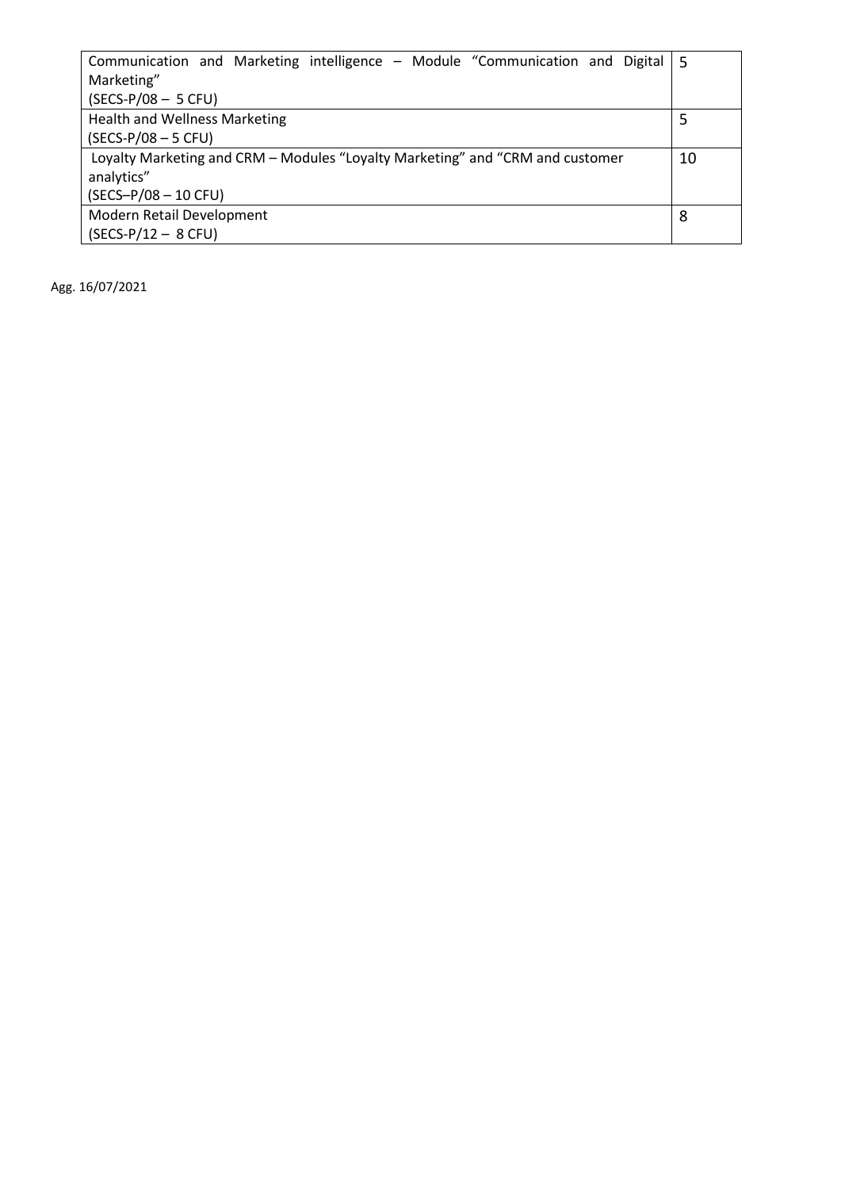| | |
|---|---|
| Communication and Marketing intelligence – Module “Communication and Digital Marketing” (SECS-P/08 – 5 CFU) | 5 |
| Health and Wellness Marketing (SECS-P/08 – 5 CFU) | 5 |
| Loyalty Marketing and CRM – Modules “Loyalty Marketing” and “CRM and customer analytics” (SECS–P/08 – 10 CFU) | 10 |
| Modern Retail Development (SECS-P/12 – 8 CFU) | 8 |

Agg. 16/07/2021